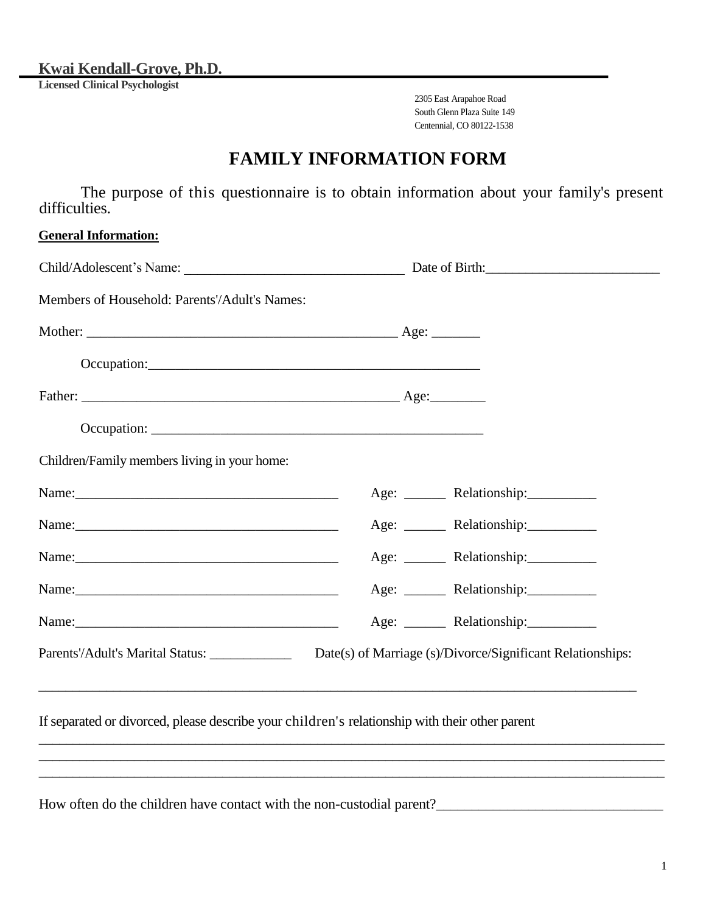**Kwai Kendall-Grove, Ph.D.**
**Licensed Clinical Psychologist**

2305 East Arapahoe Road
South Glenn Plaza Suite 149
Centennial, CO 80122-1538

# FAMILY INFORMATION FORM

The purpose of this questionnaire is to obtain information about your family's present difficulties.

**General Information:**

Child/Adolescent's Name: ________________________________ Date of Birth:_________________________

Members of Household: Parents'/Adult's Names:

Mother: _____________________________________________ Age: _______

Occupation:_______________________________________________

Father: ______________________________________________ Age:________

Occupation: _______________________________________________

Children/Family members living in your home:

Name:_______________________________________ Age: ______ Relationship:__________

Name:_______________________________________ Age: ______ Relationship:__________

Name:_______________________________________ Age: ______ Relationship:__________

Name:_______________________________________ Age: ______ Relationship:__________

Name:_______________________________________ Age: ______ Relationship:__________

Parents'/Adult's Marital Status: ____________ Date(s) of Marriage (s)/Divorce/Significant Relationships:

_________________________________________________________________________________________

If separated or divorced, please describe your children's relationship with their other parent

_________________________________________________________________________________________
_________________________________________________________________________________________
_________________________________________________________________________________________

How often do the children have contact with the non-custodial parent?________________________________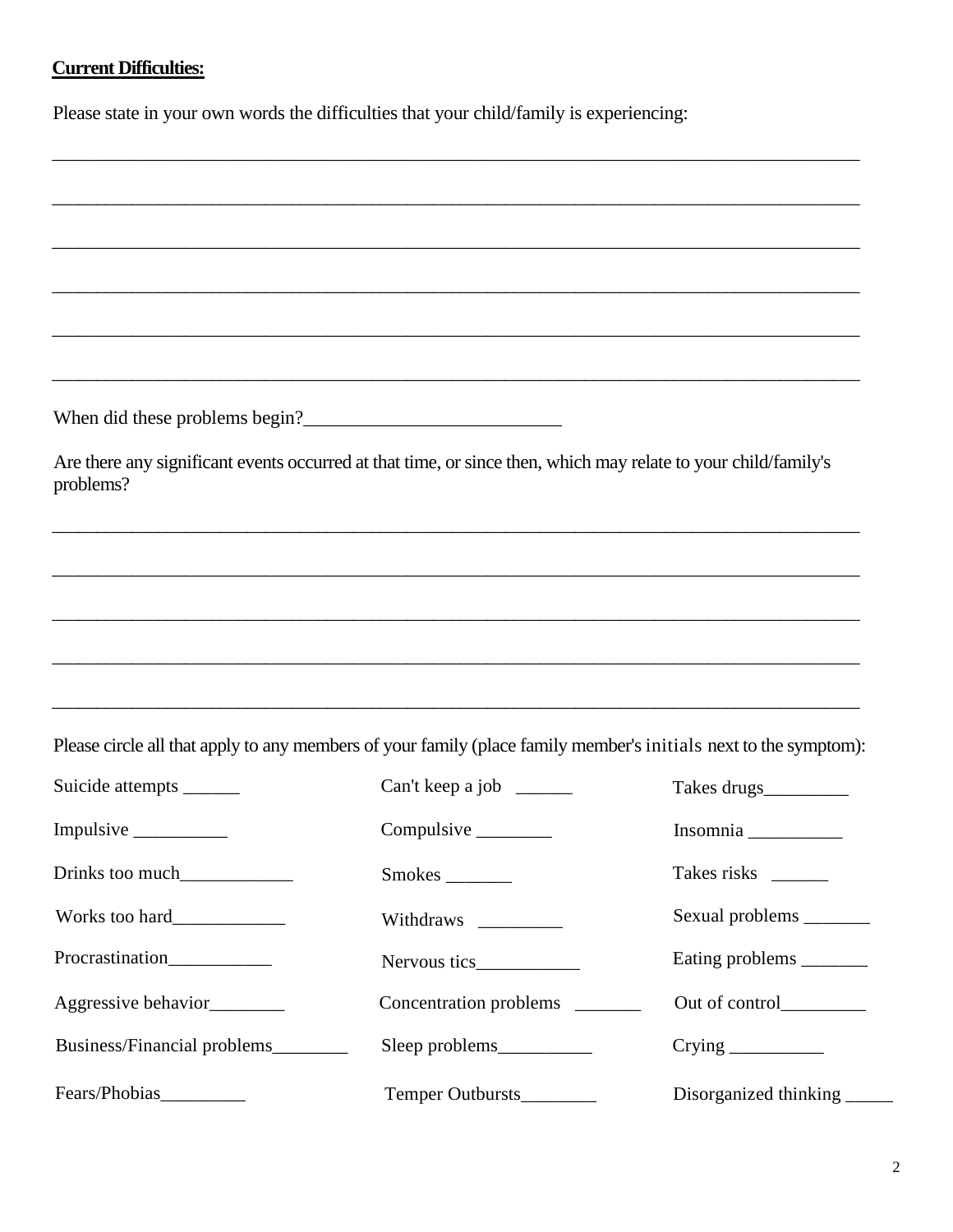**Current Difficulties:**

Please state in your own words the difficulties that your child/family is experiencing:

_______________________________________________________________________________

_______________________________________________________________________________

_______________________________________________________________________________

_______________________________________________________________________________

_______________________________________________________________________________

_______________________________________________________________________________

When did these problems begin?___________________________

Are there any significant events occurred at that time, or since then, which may relate to your child/family's problems?

_______________________________________________________________________________

_______________________________________________________________________________

_______________________________________________________________________________

_______________________________________________________________________________

_______________________________________________________________________________

Please circle all that apply to any members of your family (place family member's initials next to the symptom):

| | | |
|---|---|---|
| Suicide attempts ______ | Can't keep a job ______ | Takes drugs_________ |
| Impulsive __________ | Compulsive ________ | Insomnia __________ |
| Drinks too much____________ | Smokes _______ | Takes risks ______ |
| Works too hard____________ | Withdraws _________ | Sexual problems _______ |
| Procrastination___________ | Nervous tics___________ | Eating problems _______ |
| Aggressive behavior________ | Concentration problems _______ | Out of control_________ |
| Business/Financial problems________ | Sleep problems__________ | Crying __________ |
| Fears/Phobias_________ | Temper Outbursts________ | Disorganized thinking _____ |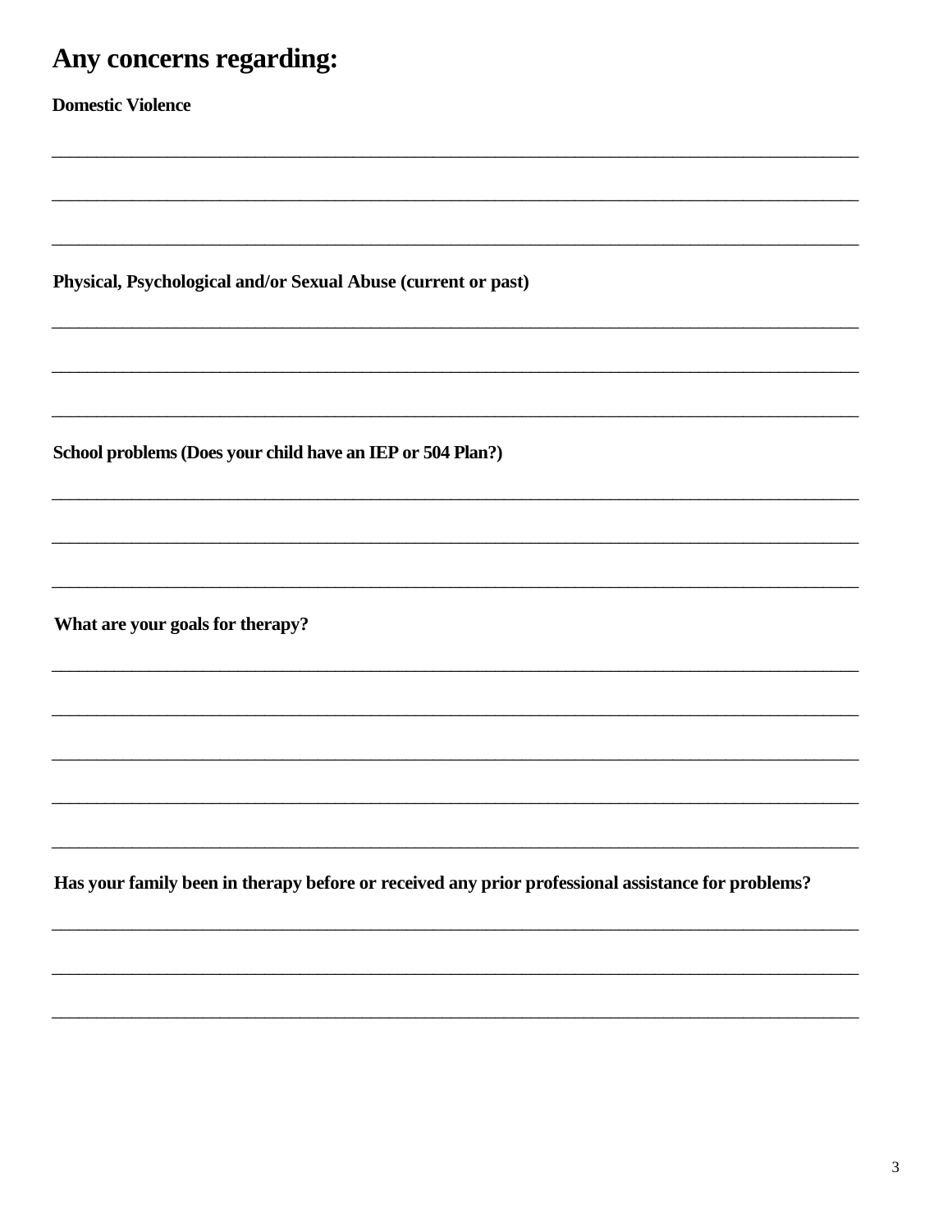# Any concerns regarding:

**Domestic Violence**

______________________________________________________________________________

______________________________________________________________________________

______________________________________________________________________________

**Physical, Psychological and/or Sexual Abuse (current or past)**

______________________________________________________________________________

______________________________________________________________________________

______________________________________________________________________________

**School problems (Does your child have an IEP or 504 Plan?)**

______________________________________________________________________________

______________________________________________________________________________

______________________________________________________________________________

**What are your goals for therapy?**

______________________________________________________________________________

______________________________________________________________________________

______________________________________________________________________________

______________________________________________________________________________

______________________________________________________________________________

**Has your family been in therapy before or received any prior professional assistance for problems?**

______________________________________________________________________________

______________________________________________________________________________

______________________________________________________________________________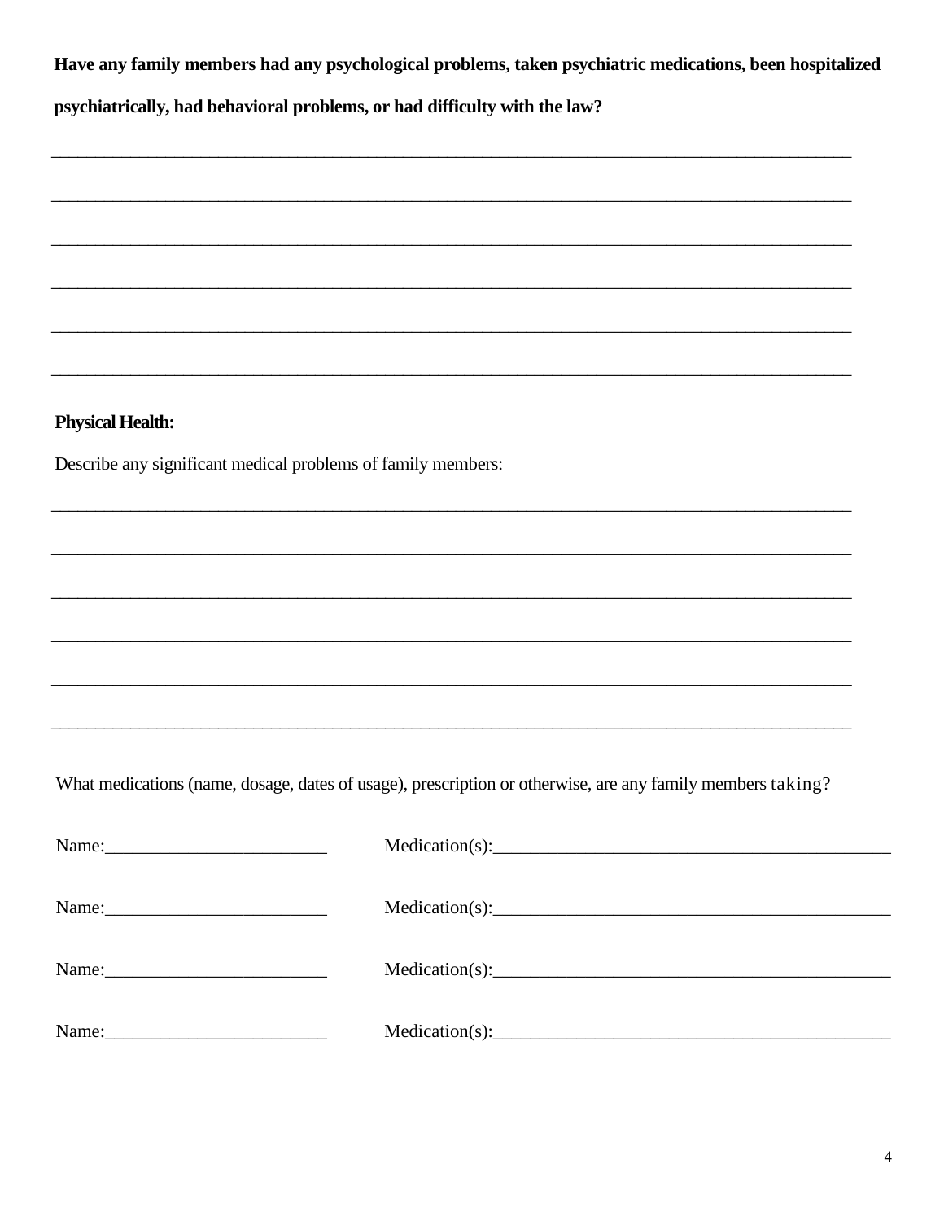**Have any family members had any psychological problems, taken psychiatric medications, been hospitalized psychiatrically, had behavioral problems, or had difficulty with the law?**

\_\_\_\_\_\_\_\_\_\_\_\_\_\_\_\_\_\_\_\_\_\_\_\_\_\_\_\_\_\_\_\_\_\_\_\_\_\_\_\_\_\_\_\_\_\_\_\_\_\_\_\_\_\_\_\_\_\_\_\_\_\_\_\_\_\_\_\_\_\_\_\_\_\_\_\_\_\_

\_\_\_\_\_\_\_\_\_\_\_\_\_\_\_\_\_\_\_\_\_\_\_\_\_\_\_\_\_\_\_\_\_\_\_\_\_\_\_\_\_\_\_\_\_\_\_\_\_\_\_\_\_\_\_\_\_\_\_\_\_\_\_\_\_\_\_\_\_\_\_\_\_\_\_\_\_\_

\_\_\_\_\_\_\_\_\_\_\_\_\_\_\_\_\_\_\_\_\_\_\_\_\_\_\_\_\_\_\_\_\_\_\_\_\_\_\_\_\_\_\_\_\_\_\_\_\_\_\_\_\_\_\_\_\_\_\_\_\_\_\_\_\_\_\_\_\_\_\_\_\_\_\_\_\_\_

\_\_\_\_\_\_\_\_\_\_\_\_\_\_\_\_\_\_\_\_\_\_\_\_\_\_\_\_\_\_\_\_\_\_\_\_\_\_\_\_\_\_\_\_\_\_\_\_\_\_\_\_\_\_\_\_\_\_\_\_\_\_\_\_\_\_\_\_\_\_\_\_\_\_\_\_\_\_

\_\_\_\_\_\_\_\_\_\_\_\_\_\_\_\_\_\_\_\_\_\_\_\_\_\_\_\_\_\_\_\_\_\_\_\_\_\_\_\_\_\_\_\_\_\_\_\_\_\_\_\_\_\_\_\_\_\_\_\_\_\_\_\_\_\_\_\_\_\_\_\_\_\_\_\_\_\_

\_\_\_\_\_\_\_\_\_\_\_\_\_\_\_\_\_\_\_\_\_\_\_\_\_\_\_\_\_\_\_\_\_\_\_\_\_\_\_\_\_\_\_\_\_\_\_\_\_\_\_\_\_\_\_\_\_\_\_\_\_\_\_\_\_\_\_\_\_\_\_\_\_\_\_\_\_\_

**Physical Health:**

Describe any significant medical problems of family members:

\_\_\_\_\_\_\_\_\_\_\_\_\_\_\_\_\_\_\_\_\_\_\_\_\_\_\_\_\_\_\_\_\_\_\_\_\_\_\_\_\_\_\_\_\_\_\_\_\_\_\_\_\_\_\_\_\_\_\_\_\_\_\_\_\_\_\_\_\_\_\_\_\_\_\_\_\_\_

\_\_\_\_\_\_\_\_\_\_\_\_\_\_\_\_\_\_\_\_\_\_\_\_\_\_\_\_\_\_\_\_\_\_\_\_\_\_\_\_\_\_\_\_\_\_\_\_\_\_\_\_\_\_\_\_\_\_\_\_\_\_\_\_\_\_\_\_\_\_\_\_\_\_\_\_\_\_

\_\_\_\_\_\_\_\_\_\_\_\_\_\_\_\_\_\_\_\_\_\_\_\_\_\_\_\_\_\_\_\_\_\_\_\_\_\_\_\_\_\_\_\_\_\_\_\_\_\_\_\_\_\_\_\_\_\_\_\_\_\_\_\_\_\_\_\_\_\_\_\_\_\_\_\_\_\_

\_\_\_\_\_\_\_\_\_\_\_\_\_\_\_\_\_\_\_\_\_\_\_\_\_\_\_\_\_\_\_\_\_\_\_\_\_\_\_\_\_\_\_\_\_\_\_\_\_\_\_\_\_\_\_\_\_\_\_\_\_\_\_\_\_\_\_\_\_\_\_\_\_\_\_\_\_\_

\_\_\_\_\_\_\_\_\_\_\_\_\_\_\_\_\_\_\_\_\_\_\_\_\_\_\_\_\_\_\_\_\_\_\_\_\_\_\_\_\_\_\_\_\_\_\_\_\_\_\_\_\_\_\_\_\_\_\_\_\_\_\_\_\_\_\_\_\_\_\_\_\_\_\_\_\_\_

\_\_\_\_\_\_\_\_\_\_\_\_\_\_\_\_\_\_\_\_\_\_\_\_\_\_\_\_\_\_\_\_\_\_\_\_\_\_\_\_\_\_\_\_\_\_\_\_\_\_\_\_\_\_\_\_\_\_\_\_\_\_\_\_\_\_\_\_\_\_\_\_\_\_\_\_\_\_

What medications (name, dosage, dates of usage), prescription or otherwise, are any family members taking?

Name:\_\_\_\_\_\_\_\_\_\_\_\_\_\_\_\_\_\_\_\_\_\_\_\_\_ Medication(s):\_\_\_\_\_\_\_\_\_\_\_\_\_\_\_\_\_\_\_\_\_\_\_\_\_\_\_\_\_\_\_\_\_\_\_\_\_\_\_\_\_\_\_\_\_

Name:\_\_\_\_\_\_\_\_\_\_\_\_\_\_\_\_\_\_\_\_\_\_\_\_\_ Medication(s):\_\_\_\_\_\_\_\_\_\_\_\_\_\_\_\_\_\_\_\_\_\_\_\_\_\_\_\_\_\_\_\_\_\_\_\_\_\_\_\_\_\_\_\_\_

Name:\_\_\_\_\_\_\_\_\_\_\_\_\_\_\_\_\_\_\_\_\_\_\_\_\_ Medication(s):\_\_\_\_\_\_\_\_\_\_\_\_\_\_\_\_\_\_\_\_\_\_\_\_\_\_\_\_\_\_\_\_\_\_\_\_\_\_\_\_\_\_\_\_\_

Name:\_\_\_\_\_\_\_\_\_\_\_\_\_\_\_\_\_\_\_\_\_\_\_\_\_ Medication(s):\_\_\_\_\_\_\_\_\_\_\_\_\_\_\_\_\_\_\_\_\_\_\_\_\_\_\_\_\_\_\_\_\_\_\_\_\_\_\_\_\_\_\_\_\_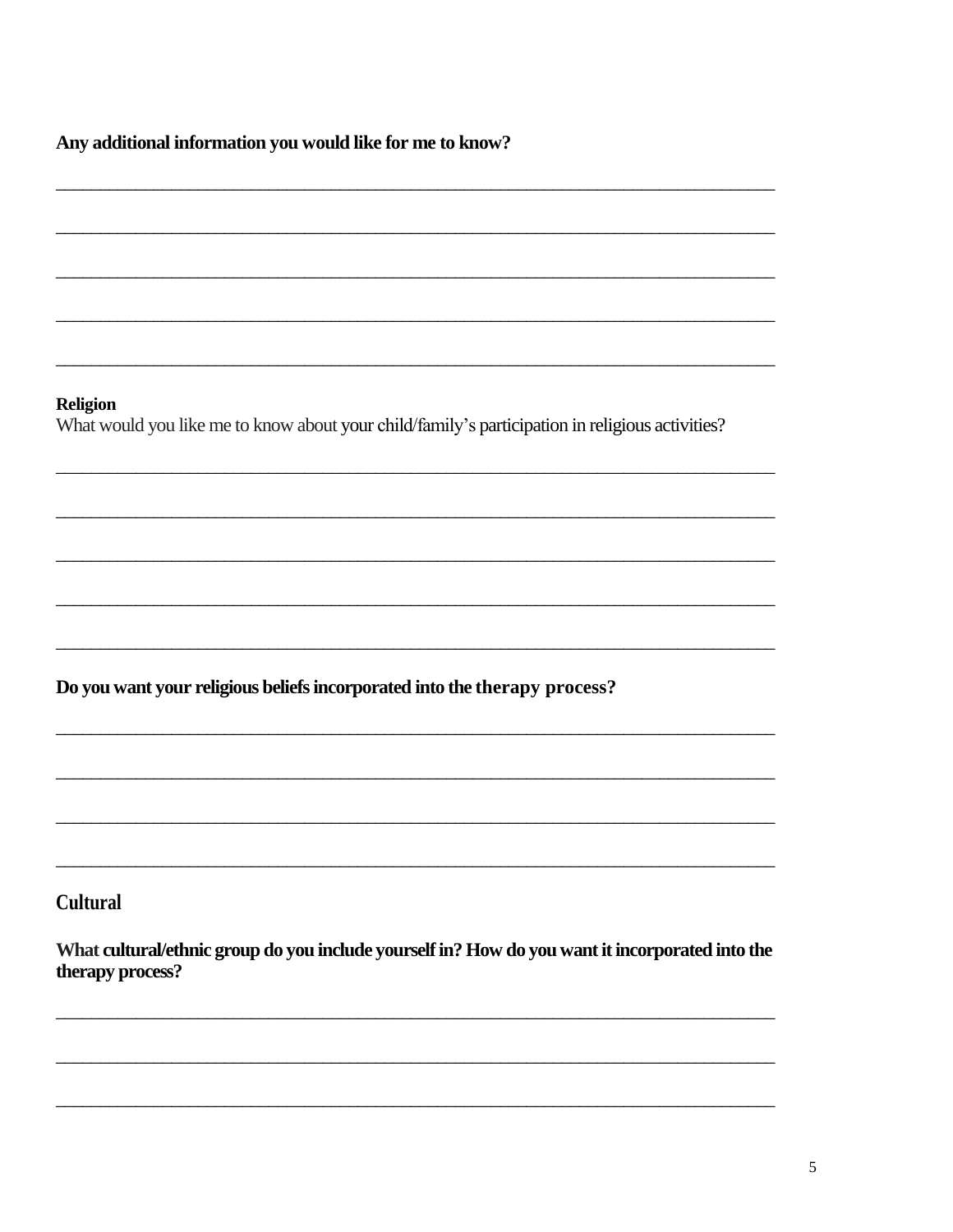**Any additional information you would like for me to know?**

_______________________________________________________________________________

_______________________________________________________________________________

_______________________________________________________________________________

_______________________________________________________________________________

_______________________________________________________________________________

**Religion**

What would you like me to know about your child/family's participation in religious activities?

_______________________________________________________________________________

_______________________________________________________________________________

_______________________________________________________________________________

_______________________________________________________________________________

_______________________________________________________________________________

**Do you want your religious beliefs incorporated into the therapy process?**

_______________________________________________________________________________

_______________________________________________________________________________

_______________________________________________________________________________

_______________________________________________________________________________

## Cultural

**What cultural/ethnic group do you include yourself in? How do you want it incorporated into the therapy process?**

_______________________________________________________________________________

_______________________________________________________________________________

_______________________________________________________________________________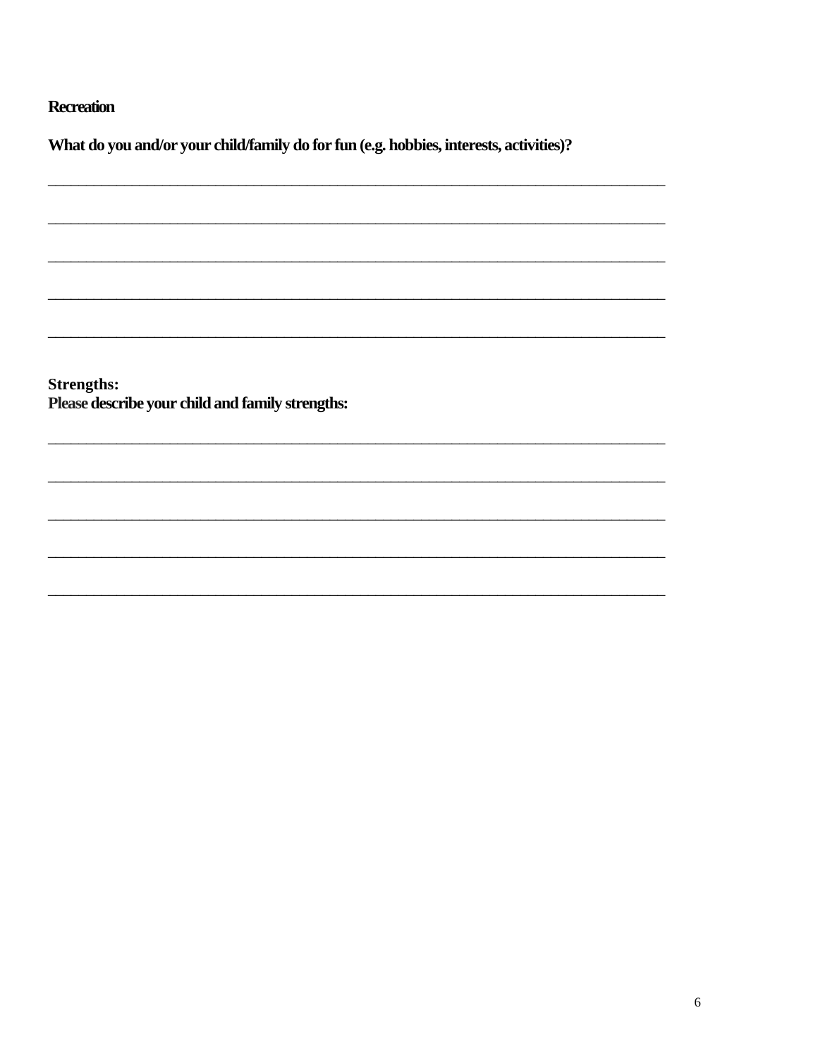**Recreation**

**What do you and/or your child/family do for fun (e.g. hobbies, interests, activities)?**

_______________________________________________________________________________

_______________________________________________________________________________

_______________________________________________________________________________

_______________________________________________________________________________

_______________________________________________________________________________

**Strengths:**
**Please describe your child and family strengths:**

_______________________________________________________________________________

_______________________________________________________________________________

_______________________________________________________________________________

_______________________________________________________________________________

_______________________________________________________________________________